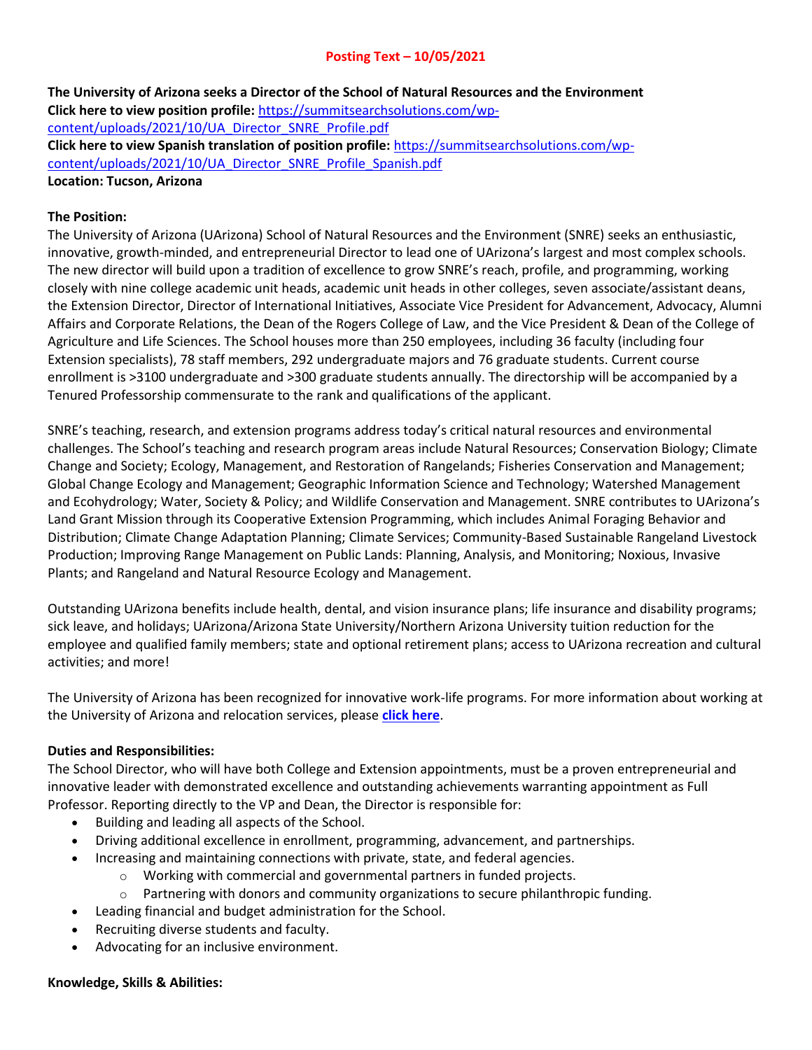**Posting Text – 10/05/2021**

**The University of Arizona seeks a Director of the School of Natural Resources and the Environment**
**Click here to view position profile:** https://summitsearchsolutions.com/wp-content/uploads/2021/10/UA_Director_SNRE_Profile.pdf
**Click here to view Spanish translation of position profile:** https://summitsearchsolutions.com/wp-content/uploads/2021/10/UA_Director_SNRE_Profile_Spanish.pdf
**Location: Tucson, Arizona**

**The Position:**
The University of Arizona (UArizona) School of Natural Resources and the Environment (SNRE) seeks an enthusiastic, innovative, growth-minded, and entrepreneurial Director to lead one of UArizona's largest and most complex schools. The new director will build upon a tradition of excellence to grow SNRE's reach, profile, and programming, working closely with nine college academic unit heads, academic unit heads in other colleges, seven associate/assistant deans, the Extension Director, Director of International Initiatives, Associate Vice President for Advancement, Advocacy, Alumni Affairs and Corporate Relations, the Dean of the Rogers College of Law, and the Vice President & Dean of the College of Agriculture and Life Sciences. The School houses more than 250 employees, including 36 faculty (including four Extension specialists), 78 staff members, 292 undergraduate majors and 76 graduate students. Current course enrollment is >3100 undergraduate and >300 graduate students annually. The directorship will be accompanied by a Tenured Professorship commensurate to the rank and qualifications of the applicant.

SNRE's teaching, research, and extension programs address today's critical natural resources and environmental challenges. The School's teaching and research program areas include Natural Resources; Conservation Biology; Climate Change and Society; Ecology, Management, and Restoration of Rangelands; Fisheries Conservation and Management; Global Change Ecology and Management; Geographic Information Science and Technology; Watershed Management and Ecohydrology; Water, Society & Policy; and Wildlife Conservation and Management. SNRE contributes to UArizona's Land Grant Mission through its Cooperative Extension Programming, which includes Animal Foraging Behavior and Distribution; Climate Change Adaptation Planning; Climate Services; Community-Based Sustainable Rangeland Livestock Production; Improving Range Management on Public Lands: Planning, Analysis, and Monitoring; Noxious, Invasive Plants; and Rangeland and Natural Resource Ecology and Management.

Outstanding UArizona benefits include health, dental, and vision insurance plans; life insurance and disability programs; sick leave, and holidays; UArizona/Arizona State University/Northern Arizona University tuition reduction for the employee and qualified family members; state and optional retirement plans; access to UArizona recreation and cultural activities; and more!

The University of Arizona has been recognized for innovative work-life programs. For more information about working at the University of Arizona and relocation services, please **click here**.

**Duties and Responsibilities:**
The School Director, who will have both College and Extension appointments, must be a proven entrepreneurial and innovative leader with demonstrated excellence and outstanding achievements warranting appointment as Full Professor. Reporting directly to the VP and Dean, the Director is responsible for:

- Building and leading all aspects of the School.
- Driving additional excellence in enrollment, programming, advancement, and partnerships.
- Increasing and maintaining connections with private, state, and federal agencies.
  - Working with commercial and governmental partners in funded projects.
  - Partnering with donors and community organizations to secure philanthropic funding.
- Leading financial and budget administration for the School.
- Recruiting diverse students and faculty.
- Advocating for an inclusive environment.

**Knowledge, Skills & Abilities:**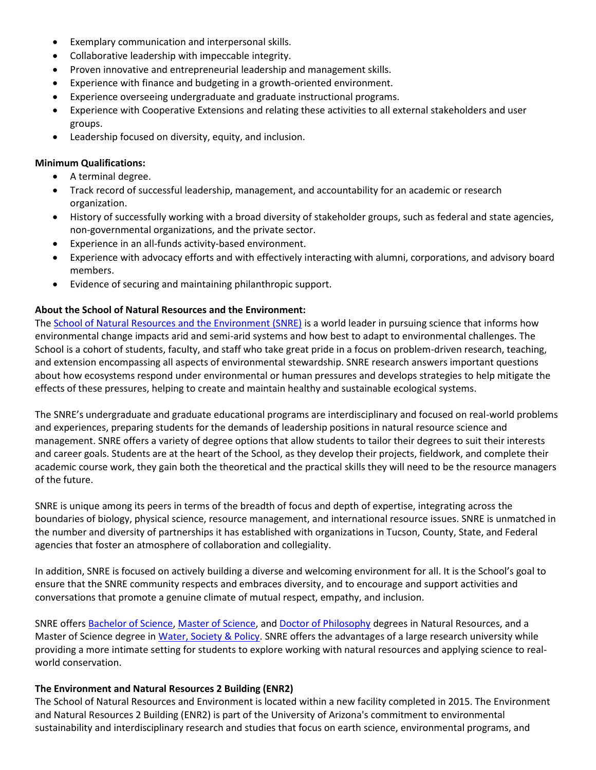- Exemplary communication and interpersonal skills.
- Collaborative leadership with impeccable integrity.
- Proven innovative and entrepreneurial leadership and management skills.
- Experience with finance and budgeting in a growth-oriented environment.
- Experience overseeing undergraduate and graduate instructional programs.
- Experience with Cooperative Extensions and relating these activities to all external stakeholders and user groups.
- Leadership focused on diversity, equity, and inclusion.

**Minimum Qualifications:**

- A terminal degree.
- Track record of successful leadership, management, and accountability for an academic or research organization.
- History of successfully working with a broad diversity of stakeholder groups, such as federal and state agencies, non-governmental organizations, and the private sector.
- Experience in an all-funds activity-based environment.
- Experience with advocacy efforts and with effectively interacting with alumni, corporations, and advisory board members.
- Evidence of securing and maintaining philanthropic support.

**About the School of Natural Resources and the Environment:**

The School of Natural Resources and the Environment (SNRE) is a world leader in pursuing science that informs how environmental change impacts arid and semi-arid systems and how best to adapt to environmental challenges. The School is a cohort of students, faculty, and staff who take great pride in a focus on problem-driven research, teaching, and extension encompassing all aspects of environmental stewardship. SNRE research answers important questions about how ecosystems respond under environmental or human pressures and develops strategies to help mitigate the effects of these pressures, helping to create and maintain healthy and sustainable ecological systems.

The SNRE's undergraduate and graduate educational programs are interdisciplinary and focused on real-world problems and experiences, preparing students for the demands of leadership positions in natural resource science and management. SNRE offers a variety of degree options that allow students to tailor their degrees to suit their interests and career goals. Students are at the heart of the School, as they develop their projects, fieldwork, and complete their academic course work, they gain both the theoretical and the practical skills they will need to be the resource managers of the future.

SNRE is unique among its peers in terms of the breadth of focus and depth of expertise, integrating across the boundaries of biology, physical science, resource management, and international resource issues. SNRE is unmatched in the number and diversity of partnerships it has established with organizations in Tucson, County, State, and Federal agencies that foster an atmosphere of collaboration and collegiality.

In addition, SNRE is focused on actively building a diverse and welcoming environment for all. It is the School's goal to ensure that the SNRE community respects and embraces diversity, and to encourage and support activities and conversations that promote a genuine climate of mutual respect, empathy, and inclusion.

SNRE offers Bachelor of Science, Master of Science, and Doctor of Philosophy degrees in Natural Resources, and a Master of Science degree in Water, Society & Policy. SNRE offers the advantages of a large research university while providing a more intimate setting for students to explore working with natural resources and applying science to real-world conservation.

**The Environment and Natural Resources 2 Building (ENR2)**

The School of Natural Resources and Environment is located within a new facility completed in 2015. The Environment and Natural Resources 2 Building (ENR2) is part of the University of Arizona's commitment to environmental sustainability and interdisciplinary research and studies that focus on earth science, environmental programs, and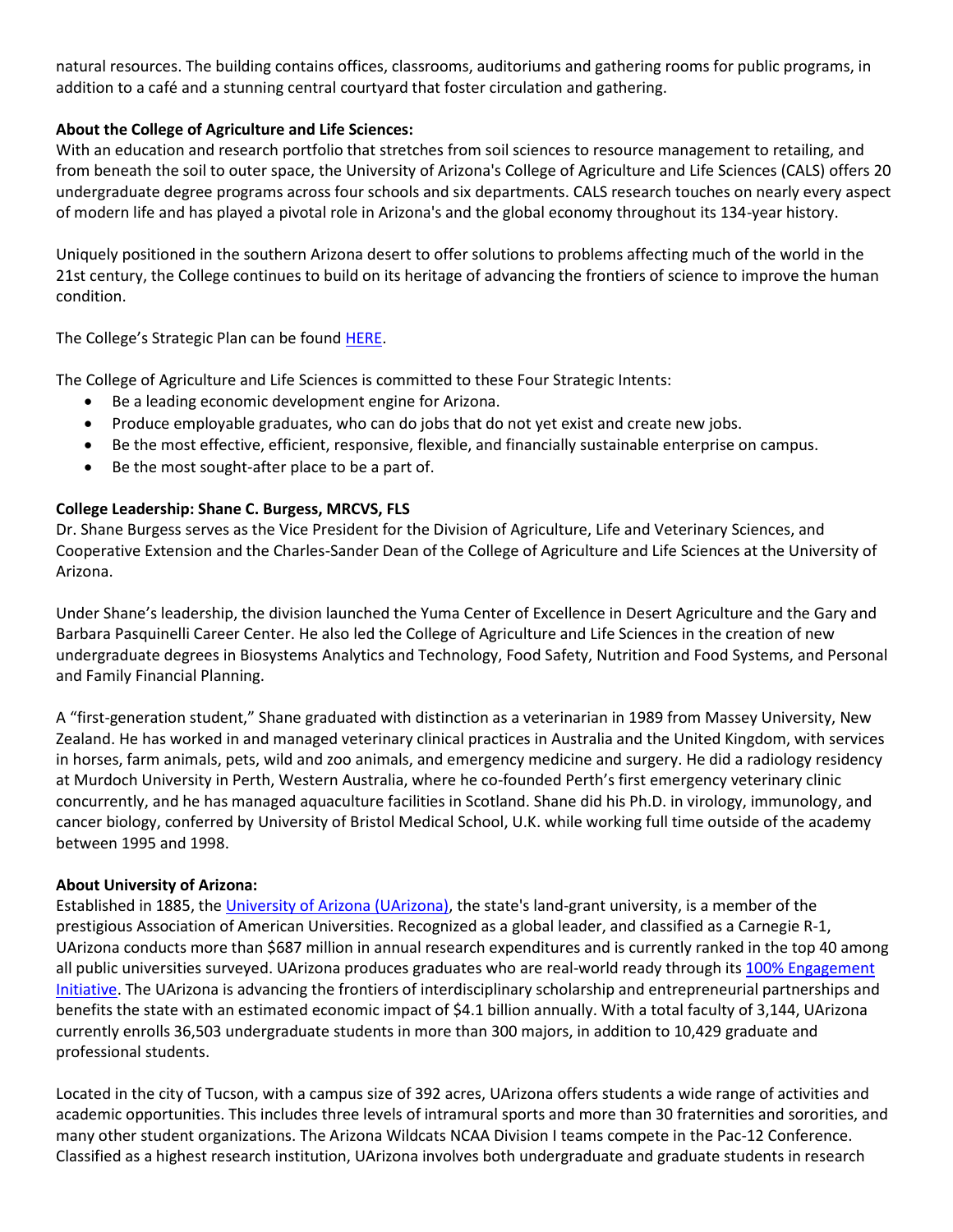natural resources. The building contains offices, classrooms, auditoriums and gathering rooms for public programs, in addition to a café and a stunning central courtyard that foster circulation and gathering.

**About the College of Agriculture and Life Sciences:**

With an education and research portfolio that stretches from soil sciences to resource management to retailing, and from beneath the soil to outer space, the University of Arizona's College of Agriculture and Life Sciences (CALS) offers 20 undergraduate degree programs across four schools and six departments. CALS research touches on nearly every aspect of modern life and has played a pivotal role in Arizona's and the global economy throughout its 134-year history.

Uniquely positioned in the southern Arizona desert to offer solutions to problems affecting much of the world in the 21st century, the College continues to build on its heritage of advancing the frontiers of science to improve the human condition.

The College's Strategic Plan can be found HERE.

The College of Agriculture and Life Sciences is committed to these Four Strategic Intents:

- Be a leading economic development engine for Arizona.
- Produce employable graduates, who can do jobs that do not yet exist and create new jobs.
- Be the most effective, efficient, responsive, flexible, and financially sustainable enterprise on campus.
- Be the most sought-after place to be a part of.

**College Leadership: Shane C. Burgess, MRCVS, FLS**

Dr. Shane Burgess serves as the Vice President for the Division of Agriculture, Life and Veterinary Sciences, and Cooperative Extension and the Charles-Sander Dean of the College of Agriculture and Life Sciences at the University of Arizona.

Under Shane's leadership, the division launched the Yuma Center of Excellence in Desert Agriculture and the Gary and Barbara Pasquinelli Career Center. He also led the College of Agriculture and Life Sciences in the creation of new undergraduate degrees in Biosystems Analytics and Technology, Food Safety, Nutrition and Food Systems, and Personal and Family Financial Planning.

A "first-generation student," Shane graduated with distinction as a veterinarian in 1989 from Massey University, New Zealand. He has worked in and managed veterinary clinical practices in Australia and the United Kingdom, with services in horses, farm animals, pets, wild and zoo animals, and emergency medicine and surgery. He did a radiology residency at Murdoch University in Perth, Western Australia, where he co-founded Perth's first emergency veterinary clinic concurrently, and he has managed aquaculture facilities in Scotland. Shane did his Ph.D. in virology, immunology, and cancer biology, conferred by University of Bristol Medical School, U.K. while working full time outside of the academy between 1995 and 1998.

**About University of Arizona:**

Established in 1885, the University of Arizona (UArizona), the state's land-grant university, is a member of the prestigious Association of American Universities. Recognized as a global leader, and classified as a Carnegie R-1, UArizona conducts more than $687 million in annual research expenditures and is currently ranked in the top 40 among all public universities surveyed. UArizona produces graduates who are real-world ready through its 100% Engagement Initiative. The UArizona is advancing the frontiers of interdisciplinary scholarship and entrepreneurial partnerships and benefits the state with an estimated economic impact of $4.1 billion annually. With a total faculty of 3,144, UArizona currently enrolls 36,503 undergraduate students in more than 300 majors, in addition to 10,429 graduate and professional students.

Located in the city of Tucson, with a campus size of 392 acres, UArizona offers students a wide range of activities and academic opportunities. This includes three levels of intramural sports and more than 30 fraternities and sororities, and many other student organizations. The Arizona Wildcats NCAA Division I teams compete in the Pac-12 Conference. Classified as a highest research institution, UArizona involves both undergraduate and graduate students in research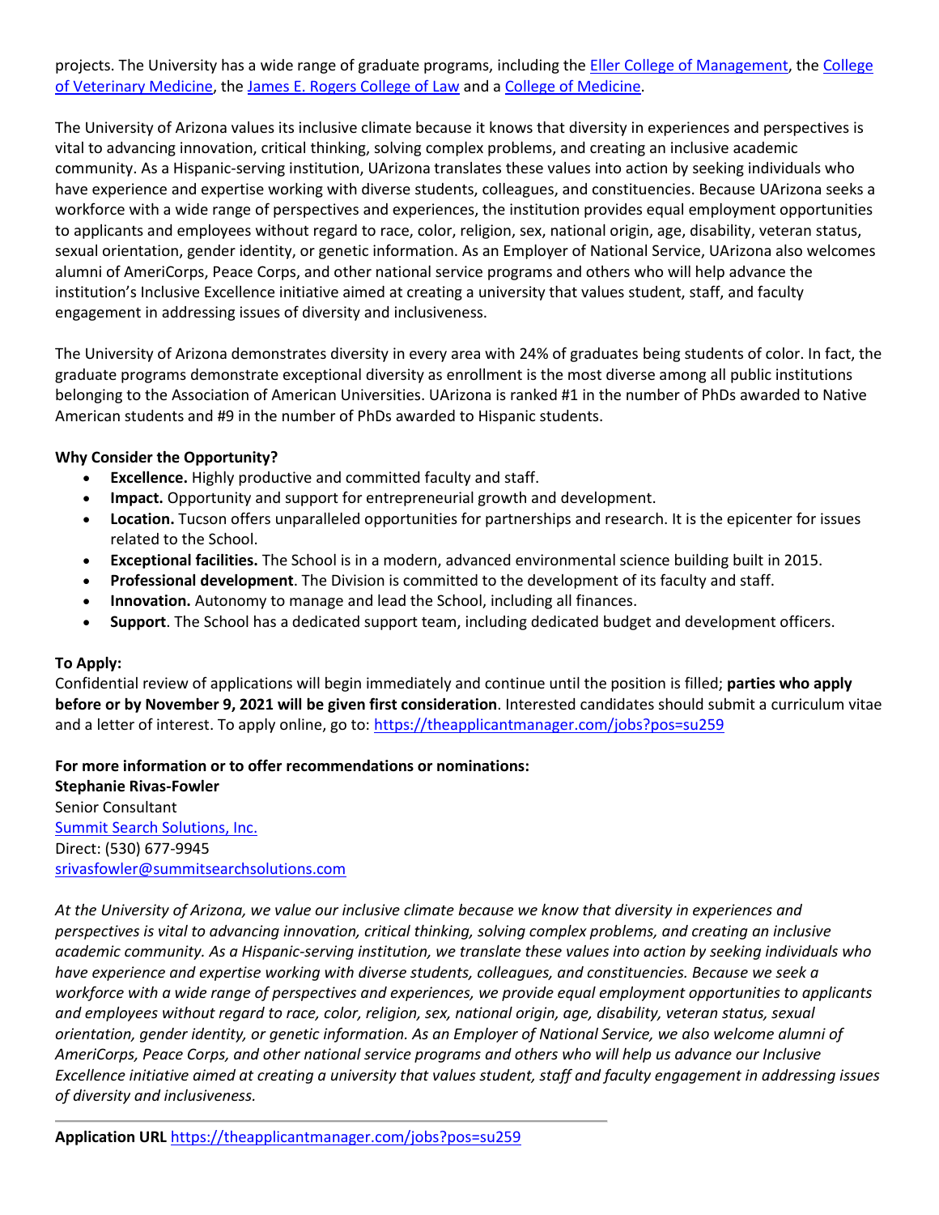projects. The University has a wide range of graduate programs, including the [Eller College of Management](), the [College of Veterinary Medicine](), the [James E. Rogers College of Law]() and a [College of Medicine]().

The University of Arizona values its inclusive climate because it knows that diversity in experiences and perspectives is vital to advancing innovation, critical thinking, solving complex problems, and creating an inclusive academic community. As a Hispanic-serving institution, UArizona translates these values into action by seeking individuals who have experience and expertise working with diverse students, colleagues, and constituencies. Because UArizona seeks a workforce with a wide range of perspectives and experiences, the institution provides equal employment opportunities to applicants and employees without regard to race, color, religion, sex, national origin, age, disability, veteran status, sexual orientation, gender identity, or genetic information. As an Employer of National Service, UArizona also welcomes alumni of AmeriCorps, Peace Corps, and other national service programs and others who will help advance the institution's Inclusive Excellence initiative aimed at creating a university that values student, staff, and faculty engagement in addressing issues of diversity and inclusiveness.

The University of Arizona demonstrates diversity in every area with 24% of graduates being students of color. In fact, the graduate programs demonstrate exceptional diversity as enrollment is the most diverse among all public institutions belonging to the Association of American Universities. UArizona is ranked #1 in the number of PhDs awarded to Native American students and #9 in the number of PhDs awarded to Hispanic students.

**Why Consider the Opportunity?**

- **Excellence.** Highly productive and committed faculty and staff.
- **Impact.** Opportunity and support for entrepreneurial growth and development.
- **Location.** Tucson offers unparalleled opportunities for partnerships and research. It is the epicenter for issues related to the School.
- **Exceptional facilities.** The School is in a modern, advanced environmental science building built in 2015.
- **Professional development**. The Division is committed to the development of its faculty and staff.
- **Innovation.** Autonomy to manage and lead the School, including all finances.
- **Support**. The School has a dedicated support team, including dedicated budget and development officers.

**To Apply:**
Confidential review of applications will begin immediately and continue until the position is filled; **parties who apply before or by November 9, 2021 will be given first consideration**. Interested candidates should submit a curriculum vitae and a letter of interest. To apply online, go to: https://theapplicantmanager.com/jobs?pos=su259

**For more information or to offer recommendations or nominations:**
**Stephanie Rivas-Fowler**
Senior Consultant
[Summit Search Solutions, Inc.]()
Direct: (530) 677-9945
srivasfowler@summitsearchsolutions.com

*At the University of Arizona, we value our inclusive climate because we know that diversity in experiences and perspectives is vital to advancing innovation, critical thinking, solving complex problems, and creating an inclusive academic community. As a Hispanic-serving institution, we translate these values into action by seeking individuals who have experience and expertise working with diverse students, colleagues, and constituencies. Because we seek a workforce with a wide range of perspectives and experiences, we provide equal employment opportunities to applicants and employees without regard to race, color, religion, sex, national origin, age, disability, veteran status, sexual orientation, gender identity, or genetic information. As an Employer of National Service, we also welcome alumni of AmeriCorps, Peace Corps, and other national service programs and others who will help us advance our Inclusive Excellence initiative aimed at creating a university that values student, staff and faculty engagement in addressing issues of diversity and inclusiveness.*

---

**Application URL** https://theapplicantmanager.com/jobs?pos=su259